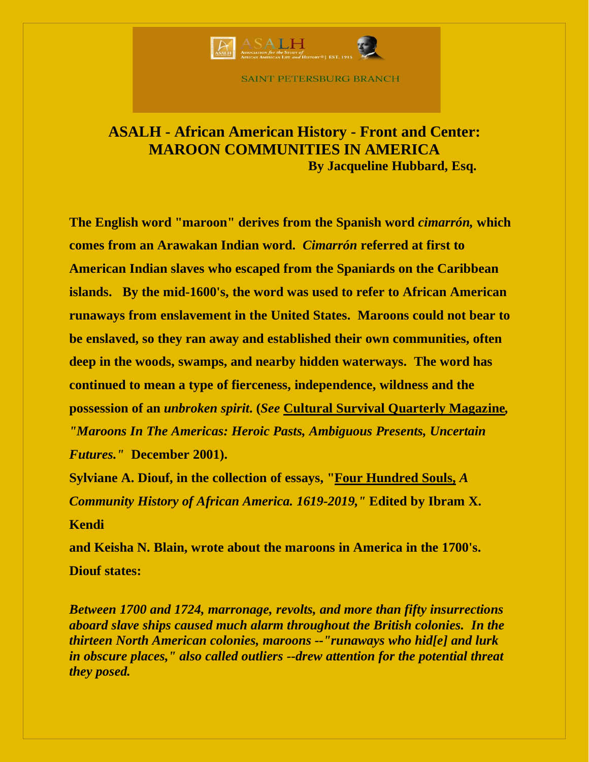ASALH — Association for the Study of African American Life and History® | EST. 1915

SAINT PETERSBURG BRANCH

# ASALH - African American History - Front and Center: MAROON COMMUNITIES IN AMERICA

**By Jacqueline Hubbard, Esq.**

**The English word "maroon" derives from the Spanish word *cimarrón,* which comes from an Arawakan Indian word. *Cimarrón* referred at first to American Indian slaves who escaped from the Spaniards on the Caribbean islands. By the mid-1600's, the word was used to refer to African American runaways from enslavement in the United States. Maroons could not bear to be enslaved, so they ran away and established their own communities, often deep in the woods, swamps, and nearby hidden waterways. The word has continued to mean a type of fierceness, independence, wildness and the possession of an *unbroken spirit.* (*See* Cultural Survival Quarterly Magazine, *"Maroons In The Americas: Heroic Pasts, Ambiguous Presents, Uncertain Futures."* December 2001).**

**Sylviane A. Diouf, in the collection of essays, "Four Hundred Souls, *A Community History of African America. 1619-2019,"* Edited by Ibram X. Kendi**

**and Keisha N. Blain, wrote about the maroons in America in the 1700's. Diouf states:**

***Between 1700 and 1724, marronage, revolts, and more than fifty insurrections aboard slave ships caused much alarm throughout the British colonies. In the thirteen North American colonies, maroons --"runaways who hid[e] and lurk in obscure places," also called outliers --drew attention for the potential threat they posed.***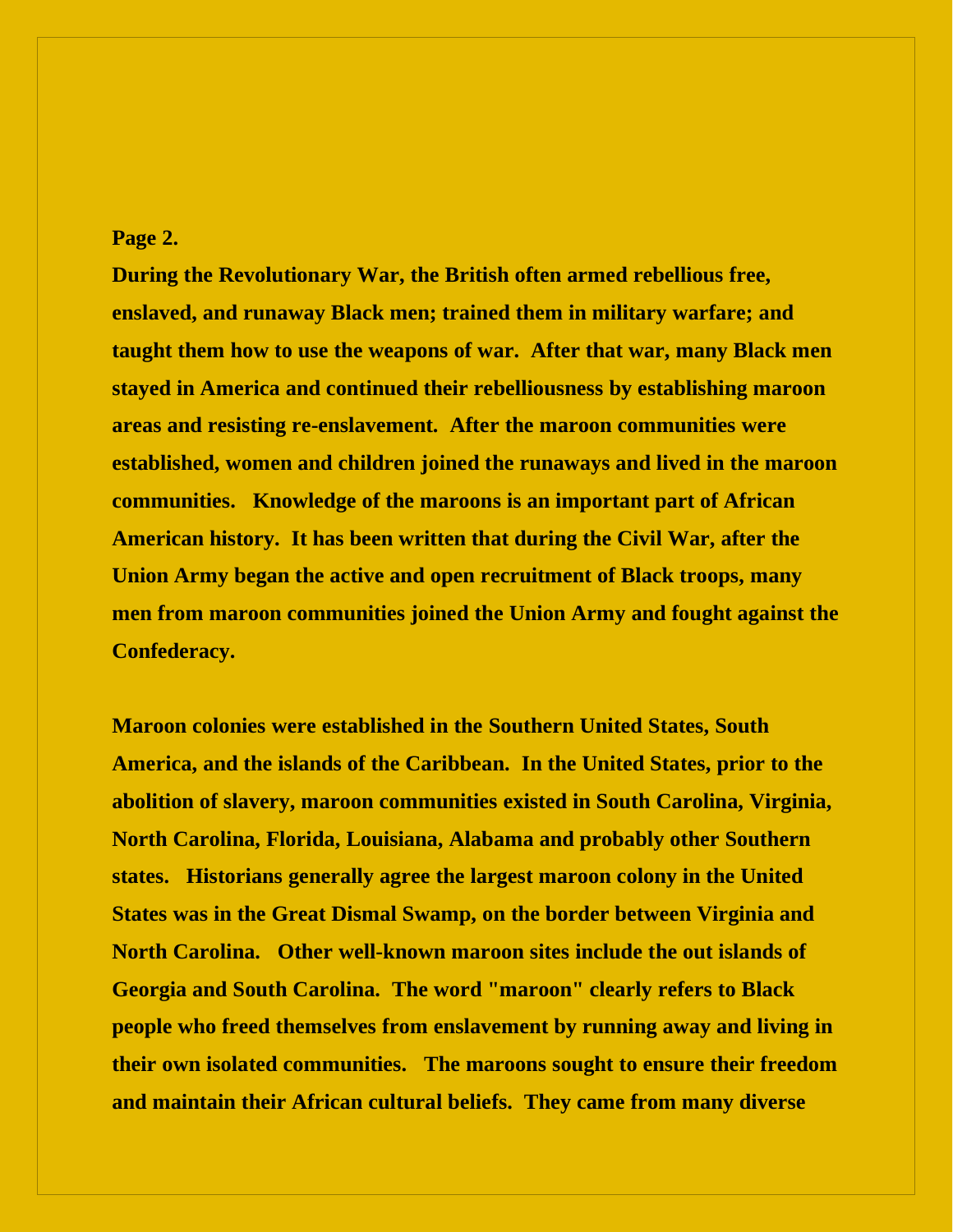**Page 2.**

**During the Revolutionary War, the British often armed rebellious free, enslaved, and runaway Black men; trained them in military warfare; and taught them how to use the weapons of war. After that war, many Black men stayed in America and continued their rebelliousness by establishing maroon areas and resisting re-enslavement. After the maroon communities were established, women and children joined the runaways and lived in the maroon communities. Knowledge of the maroons is an important part of African American history. It has been written that during the Civil War, after the Union Army began the active and open recruitment of Black troops, many men from maroon communities joined the Union Army and fought against the Confederacy.**

**Maroon colonies were established in the Southern United States, South America, and the islands of the Caribbean. In the United States, prior to the abolition of slavery, maroon communities existed in South Carolina, Virginia, North Carolina, Florida, Louisiana, Alabama and probably other Southern states. Historians generally agree the largest maroon colony in the United States was in the Great Dismal Swamp, on the border between Virginia and North Carolina. Other well-known maroon sites include the out islands of Georgia and South Carolina. The word "maroon" clearly refers to Black people who freed themselves from enslavement by running away and living in their own isolated communities. The maroons sought to ensure their freedom and maintain their African cultural beliefs. They came from many diverse**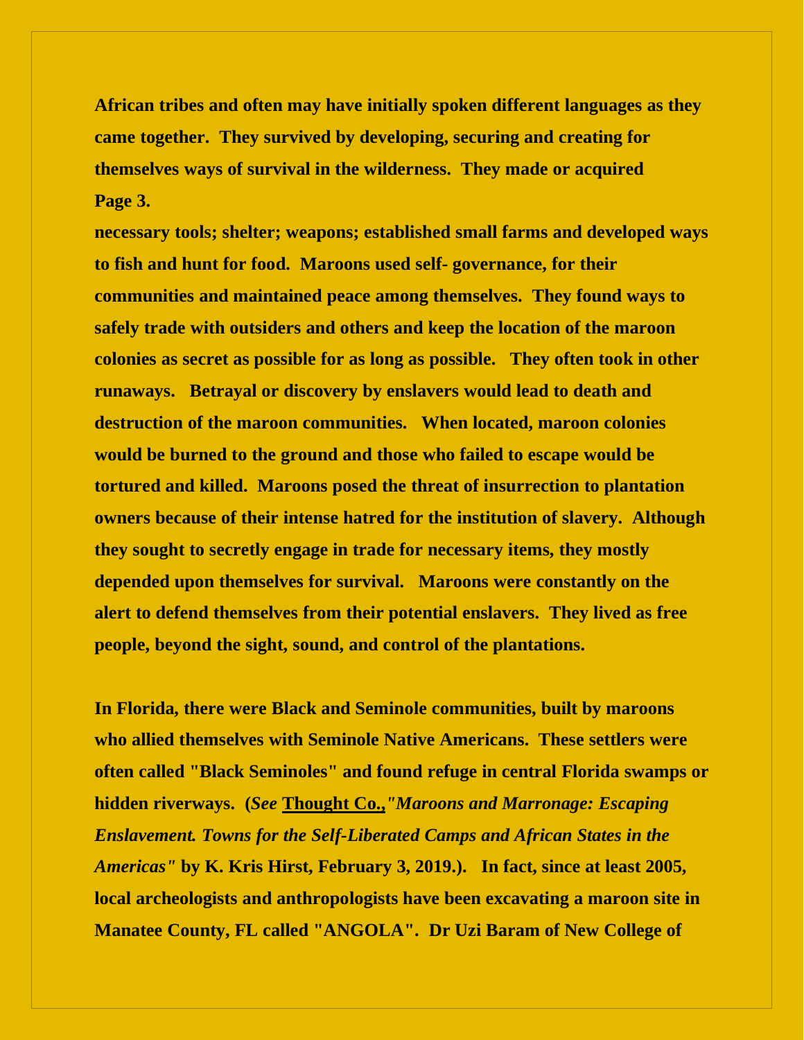African tribes and often may have initially spoken different languages as they came together. They survived by developing, securing and creating for themselves ways of survival in the wilderness. They made or acquired necessary tools; shelter; weapons; established small farms and developed ways to fish and hunt for food. Maroons used self- governance, for their communities and maintained peace among themselves. They found ways to safely trade with outsiders and others and keep the location of the maroon colonies as secret as possible for as long as possible. They often took in other runaways. Betrayal or discovery by enslavers would lead to death and destruction of the maroon communities. When located, maroon colonies would be burned to the ground and those who failed to escape would be tortured and killed. Maroons posed the threat of insurrection to plantation owners because of their intense hatred for the institution of slavery. Although they sought to secretly engage in trade for necessary items, they mostly depended upon themselves for survival. Maroons were constantly on the alert to defend themselves from their potential enslavers. They lived as free people, beyond the sight, sound, and control of the plantations.

In Florida, there were Black and Seminole communities, built by maroons who allied themselves with Seminole Native Americans. These settlers were often called "Black Seminoles" and found refuge in central Florida swamps or hidden riverways. (*See* Thought Co.,*"Maroons and Marronage: Escaping Enslavement. Towns for the Self-Liberated Camps and African States in the Americas"* by K. Kris Hirst, February 3, 2019.). In fact, since at least 2005, local archeologists and anthropologists have been excavating a maroon site in Manatee County, FL called "ANGOLA". Dr Uzi Baram of New College of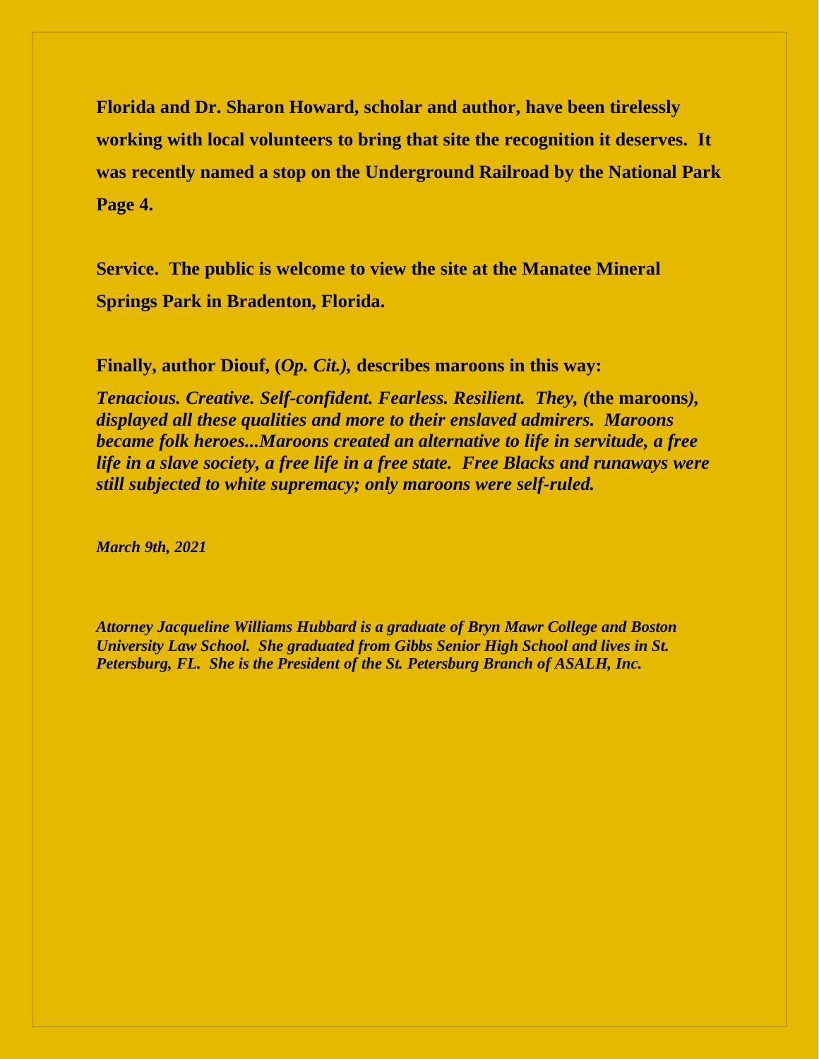**Florida and Dr. Sharon Howard, scholar and author, have been tirelessly working with local volunteers to bring that site the recognition it deserves. It was recently named a stop on the Underground Railroad by the National Park Service. The public is welcome to view the site at the Manatee Mineral Springs Park in Bradenton, Florida.**

**Finally, author Diouf, (*Op. Cit.*), describes maroons in this way:**

***Tenacious. Creative. Self-confident. Fearless. Resilient. They, (*the maroons*), displayed all these qualities and more to their enslaved admirers. Maroons became folk heroes...Maroons created an alternative to life in servitude, a free life in a slave society, a free life in a free state. Free Blacks and runaways were still subjected to white supremacy; only maroons were self-ruled.***

***March 9th, 2021***

***Attorney Jacqueline Williams Hubbard is a graduate of Bryn Mawr College and Boston University Law School. She graduated from Gibbs Senior High School and lives in St. Petersburg, FL. She is the President of the St. Petersburg Branch of ASALH, Inc.***